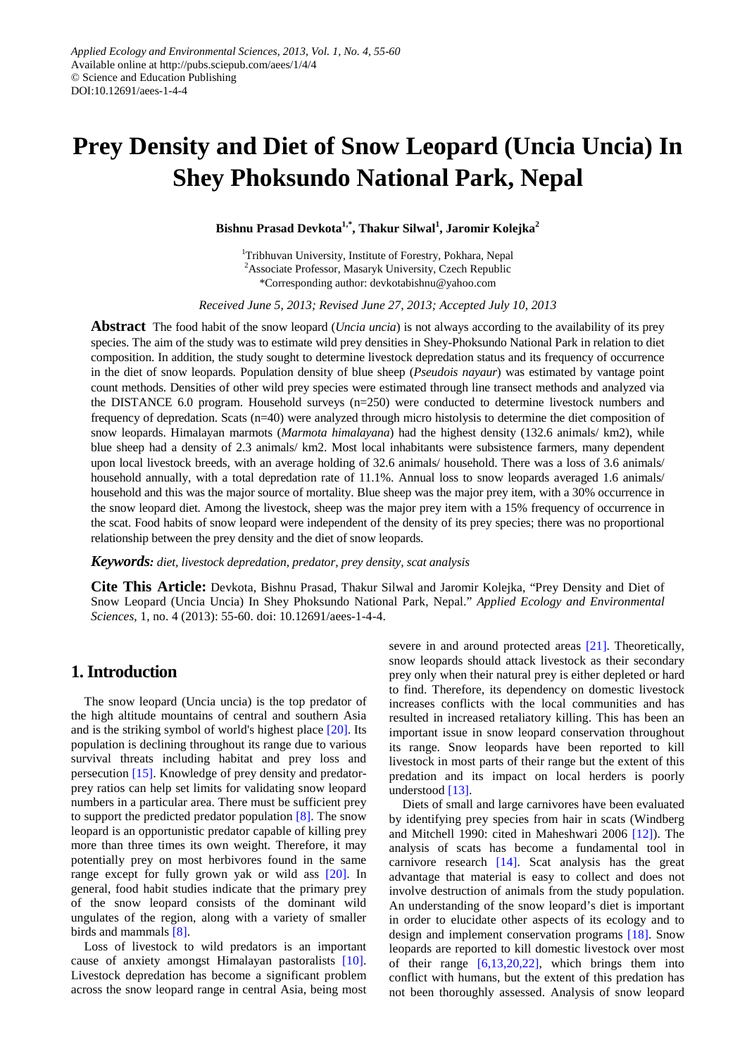Applied Ecology and Environmental Sciences, 2013, Vol. 1, No. 4, 55-60
Available online at http://pubs.sciepub.com/aees/1/4/4
© Science and Education Publishing
DOI:10.12691/aees-1-4-4

# Prey Density and Diet of Snow Leopard (Uncia Uncia) In Shey Phoksundo National Park, Nepal

**Bishnu Prasad Devkota[1,*], Thakur Silwal[1], Jaromir Kolejka[2]**

[1]Tribhuvan University, Institute of Forestry, Pokhara, Nepal
[2]Associate Professor, Masaryk University, Czech Republic
*Corresponding author: devkotabishnu@yahoo.com

*Received June 5, 2013; Revised June 27, 2013; Accepted July 10, 2013*

**Abstract** The food habit of the snow leopard (*Uncia uncia*) is not always according to the availability of its prey species. The aim of the study was to estimate wild prey densities in Shey-Phoksundo National Park in relation to diet composition. In addition, the study sought to determine livestock depredation status and its frequency of occurrence in the diet of snow leopards. Population density of blue sheep (*Pseudois nayaur*) was estimated by vantage point count methods. Densities of other wild prey species were estimated through line transect methods and analyzed via the DISTANCE 6.0 program. Household surveys (n=250) were conducted to determine livestock numbers and frequency of depredation. Scats (n=40) were analyzed through micro histolysis to determine the diet composition of snow leopards. Himalayan marmots (*Marmota himalayana*) had the highest density (132.6 animals/ km2), while blue sheep had a density of 2.3 animals/ km2. Most local inhabitants were subsistence farmers, many dependent upon local livestock breeds, with an average holding of 32.6 animals/ household. There was a loss of 3.6 animals/ household annually, with a total depredation rate of 11.1%. Annual loss to snow leopards averaged 1.6 animals/ household and this was the major source of mortality. Blue sheep was the major prey item, with a 30% occurrence in the snow leopard diet. Among the livestock, sheep was the major prey item with a 15% frequency of occurrence in the scat. Food habits of snow leopard were independent of the density of its prey species; there was no proportional relationship between the prey density and the diet of snow leopards.

***Keywords:*** *diet, livestock depredation, predator, prey density, scat analysis*

**Cite This Article:** Devkota, Bishnu Prasad, Thakur Silwal and Jaromir Kolejka, "Prey Density and Diet of Snow Leopard (Uncia Uncia) In Shey Phoksundo National Park, Nepal." *Applied Ecology and Environmental Sciences*, 1, no. 4 (2013): 55-60. doi: 10.12691/aees-1-4-4.

## 1. Introduction

The snow leopard (Uncia uncia) is the top predator of the high altitude mountains of central and southern Asia and is the striking symbol of world's highest place [20]. Its population is declining throughout its range due to various survival threats including habitat and prey loss and persecution [15]. Knowledge of prey density and predator-prey ratios can help set limits for validating snow leopard numbers in a particular area. There must be sufficient prey to support the predicted predator population [8]. The snow leopard is an opportunistic predator capable of killing prey more than three times its own weight. Therefore, it may potentially prey on most herbivores found in the same range except for fully grown yak or wild ass [20]. In general, food habit studies indicate that the primary prey of the snow leopard consists of the dominant wild ungulates of the region, along with a variety of smaller birds and mammals [8].

Loss of livestock to wild predators is an important cause of anxiety amongst Himalayan pastoralists [10]. Livestock depredation has become a significant problem across the snow leopard range in central Asia, being most severe in and around protected areas [21]. Theoretically, snow leopards should attack livestock as their secondary prey only when their natural prey is either depleted or hard to find. Therefore, its dependency on domestic livestock increases conflicts with the local communities and has resulted in increased retaliatory killing. This has been an important issue in snow leopard conservation throughout its range. Snow leopards have been reported to kill livestock in most parts of their range but the extent of this predation and its impact on local herders is poorly understood [13].

Diets of small and large carnivores have been evaluated by identifying prey species from hair in scats (Windberg and Mitchell 1990: cited in Maheshwari 2006 [12]). The analysis of scats has become a fundamental tool in carnivore research [14]. Scat analysis has the great advantage that material is easy to collect and does not involve destruction of animals from the study population. An understanding of the snow leopard's diet is important in order to elucidate other aspects of its ecology and to design and implement conservation programs [18]. Snow leopards are reported to kill domestic livestock over most of their range [6,13,20,22], which brings them into conflict with humans, but the extent of this predation has not been thoroughly assessed. Analysis of snow leopard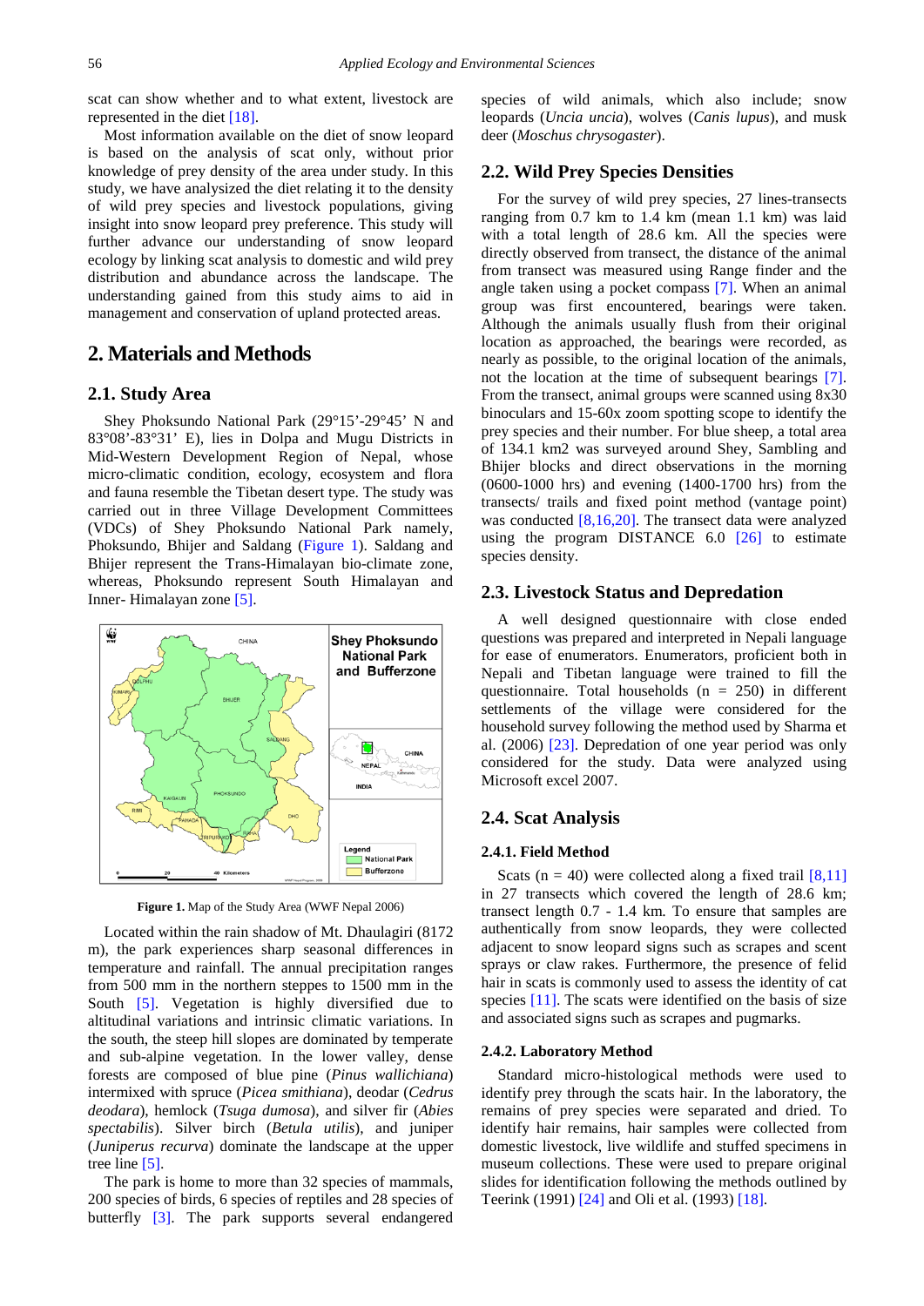scat can show whether and to what extent, livestock are represented in the diet [18].

Most information available on the diet of snow leopard is based on the analysis of scat only, without prior knowledge of prey density of the area under study. In this study, we have analysized the diet relating it to the density of wild prey species and livestock populations, giving insight into snow leopard prey preference. This study will further advance our understanding of snow leopard ecology by linking scat analysis to domestic and wild prey distribution and abundance across the landscape. The understanding gained from this study aims to aid in management and conservation of upland protected areas.

## 2. Materials and Methods

### 2.1. Study Area

Shey Phoksundo National Park (29°15'-29°45' N and 83°08'-83°31' E), lies in Dolpa and Mugu Districts in Mid-Western Development Region of Nepal, whose micro-climatic condition, ecology, ecosystem and flora and fauna resemble the Tibetan desert type. The study was carried out in three Village Development Committees (VDCs) of Shey Phoksundo National Park namely, Phoksundo, Bhijer and Saldang (Figure 1). Saldang and Bhijer represent the Trans-Himalayan bio-climate zone, whereas, Phoksundo represent South Himalayan and Inner- Himalayan zone [5].

**Figure 1.** Map of the Study Area (WWF Nepal 2006)

Located within the rain shadow of Mt. Dhaulagiri (8172 m), the park experiences sharp seasonal differences in temperature and rainfall. The annual precipitation ranges from 500 mm in the northern steppes to 1500 mm in the South [5]. Vegetation is highly diversified due to altitudinal variations and intrinsic climatic variations. In the south, the steep hill slopes are dominated by temperate and sub-alpine vegetation. In the lower valley, dense forests are composed of blue pine (*Pinus wallichiana*) intermixed with spruce (*Picea smithiana*), deodar (*Cedrus deodara*), hemlock (*Tsuga dumosa*), and silver fir (*Abies spectabilis*). Silver birch (*Betula utilis*), and juniper (*Juniperus recurva*) dominate the landscape at the upper tree line [5].

The park is home to more than 32 species of mammals, 200 species of birds, 6 species of reptiles and 28 species of butterfly [3]. The park supports several endangered species of wild animals, which also include; snow leopards (*Uncia uncia*), wolves (*Canis lupus*), and musk deer (*Moschus chrysogaster*).

### 2.2. Wild Prey Species Densities

For the survey of wild prey species, 27 lines-transects ranging from 0.7 km to 1.4 km (mean 1.1 km) was laid with a total length of 28.6 km. All the species were directly observed from transect, the distance of the animal from transect was measured using Range finder and the angle taken using a pocket compass [7]. When an animal group was first encountered, bearings were taken. Although the animals usually flush from their original location as approached, the bearings were recorded, as nearly as possible, to the original location of the animals, not the location at the time of subsequent bearings [7]. From the transect, animal groups were scanned using 8x30 binoculars and 15-60x zoom spotting scope to identify the prey species and their number. For blue sheep, a total area of 134.1 km2 was surveyed around Shey, Sambling and Bhijer blocks and direct observations in the morning (0600-1000 hrs) and evening (1400-1700 hrs) from the transects/ trails and fixed point method (vantage point) was conducted [8,16,20]. The transect data were analyzed using the program DISTANCE 6.0 [26] to estimate species density.

### 2.3. Livestock Status and Depredation

A well designed questionnaire with close ended questions was prepared and interpreted in Nepali language for ease of enumerators. Enumerators, proficient both in Nepali and Tibetan language were trained to fill the questionnaire. Total households (n = 250) in different settlements of the village were considered for the household survey following the method used by Sharma et al. (2006) [23]. Depredation of one year period was only considered for the study. Data were analyzed using Microsoft excel 2007.

### 2.4. Scat Analysis

#### 2.4.1. Field Method

Scats (n = 40) were collected along a fixed trail [8,11] in 27 transects which covered the length of 28.6 km; transect length 0.7 - 1.4 km. To ensure that samples are authentically from snow leopards, they were collected adjacent to snow leopard signs such as scrapes and scent sprays or claw rakes. Furthermore, the presence of felid hair in scats is commonly used to assess the identity of cat species [11]. The scats were identified on the basis of size and associated signs such as scrapes and pugmarks.

#### 2.4.2. Laboratory Method

Standard micro-histological methods were used to identify prey through the scats hair. In the laboratory, the remains of prey species were separated and dried. To identify hair remains, hair samples were collected from domestic livestock, live wildlife and stuffed specimens in museum collections. These were used to prepare original slides for identification following the methods outlined by Teerink (1991) [24] and Oli et al. (1993) [18].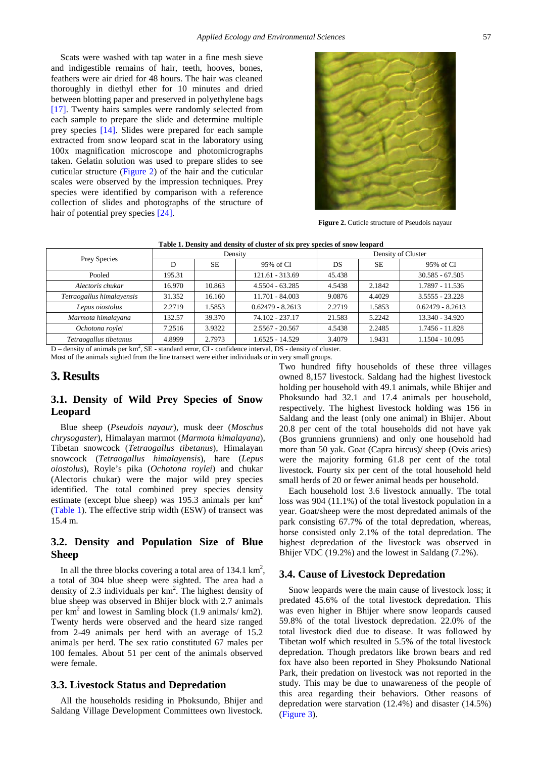Scats were washed with tap water in a fine mesh sieve and indigestible remains of hair, teeth, hooves, bones, feathers were air dried for 48 hours. The hair was cleaned thoroughly in diethyl ether for 10 minutes and dried between blotting paper and preserved in polyethylene bags [17]. Twenty hairs samples were randomly selected from each sample to prepare the slide and determine multiple prey species [14]. Slides were prepared for each sample extracted from snow leopard scat in the laboratory using 100x magnification microscope and photomicrographs taken. Gelatin solution was used to prepare slides to see cuticular structure (Figure 2) of the hair and the cuticular scales were observed by the impression techniques. Prey species were identified by comparison with a reference collection of slides and photographs of the structure of hair of potential prey species [24].

**Figure 2.** Cuticle structure of Pseudois nayaur

**Table 1. Density and density of cluster of six prey species of snow leopard**

| Prey Species | Density | | | Density of Cluster | | |
|---|---|---|---|---|---|---|
| | D | SE | 95% of CI | DS | SE | 95% of CI |
| Pooled | 195.31 | | 121.61 - 313.69 | 45.438 | | 30.585 - 67.505 |
| *Alectoris chukar* | 16.970 | 10.863 | 4.5504 - 63.285 | 4.5438 | 2.1842 | 1.7897 - 11.536 |
| *Tetraogallus himalayensis* | 31.352 | 16.160 | 11.701 - 84.003 | 9.0876 | 4.4029 | 3.5555 - 23.228 |
| *Lepus oiostolus* | 2.2719 | 1.5853 | 0.62479 - 8.2613 | 2.2719 | 1.5853 | 0.62479 - 8.2613 |
| *Marmota himalayana* | 132.57 | 39.370 | 74.102 - 237.17 | 21.583 | 5.2242 | 13.340 - 34.920 |
| *Ochotona roylei* | 7.2516 | 3.9322 | 2.5567 - 20.567 | 4.5438 | 2.2485 | 1.7456 - 11.828 |
| *Tetraogallus tibetanus* | 4.8999 | 2.7973 | 1.6525 - 14.529 | 3.4079 | 1.9431 | 1.1504 - 10.095 |

D – density of animals per $km^2$, SE - standard error, CI - confidence interval, DS - density of cluster.

Most of the animals sighted from the line transect were either individuals or in very small groups.

## 3. Results

### 3.1. Density of Wild Prey Species of Snow Leopard

Blue sheep (*Pseudois nayaur*), musk deer (*Moschus chrysogaster*), Himalayan marmot (*Marmota himalayana*), Tibetan snowcock (*Tetraogallus tibetanus*), Himalayan snowcock (*Tetraogallus himalayensis*), hare (*Lepus oiostolus*), Royle's pika (*Ochotona roylei*) and chukar (Alectoris chukar) were the major wild prey species identified. The total combined prey species density estimate (except blue sheep) was 195.3 animals per $km^2$ (Table 1). The effective strip width (ESW) of transect was 15.4 m.

### 3.2. Density and Population Size of Blue Sheep

In all the three blocks covering a total area of 134.1 $km^2$, a total of 304 blue sheep were sighted. The area had a density of 2.3 individuals per $km^2$. The highest density of blue sheep was observed in Bhijer block with 2.7 animals per $km^2$ and lowest in Samling block (1.9 animals/ km2). Twenty herds were observed and the heard size ranged from 2-49 animals per herd with an average of 15.2 animals per herd. The sex ratio constituted 67 males per 100 females. About 51 per cent of the animals observed were female.

### 3.3. Livestock Status and Depredation

All the households residing in Phoksundo, Bhijer and Saldang Village Development Committees own livestock. Two hundred fifty households of these three villages owned 8,157 livestock. Saldang had the highest livestock holding per household with 49.1 animals, while Bhijer and Phoksundo had 32.1 and 17.4 animals per household, respectively. The highest livestock holding was 156 in Saldang and the least (only one animal) in Bhijer. About 20.8 per cent of the total households did not have yak (Bos grunniens grunniens) and only one household had more than 50 yak. Goat (Capra hircus)/ sheep (Ovis aries) were the majority forming 61.8 per cent of the total livestock. Fourty six per cent of the total household held small herds of 20 or fewer animal heads per household.

Each household lost 3.6 livestock annually. The total loss was 904 (11.1%) of the total livestock population in a year. Goat/sheep were the most depredated animals of the park consisting 67.7% of the total depredation, whereas, horse consisted only 2.1% of the total depredation. The highest depredation of the livestock was observed in Bhijer VDC (19.2%) and the lowest in Saldang (7.2%).

### 3.4. Cause of Livestock Depredation

Snow leopards were the main cause of livestock loss; it predated 45.6% of the total livestock depredation. This was even higher in Bhijer where snow leopards caused 59.8% of the total livestock depredation. 22.0% of the total livestock died due to disease. It was followed by Tibetan wolf which resulted in 5.5% of the total livestock depredation. Though predators like brown bears and red fox have also been reported in Shey Phoksundo National Park, their predation on livestock was not reported in the study. This may be due to unawareness of the people of this area regarding their behaviors. Other reasons of depredation were starvation (12.4%) and disaster (14.5%) (Figure 3).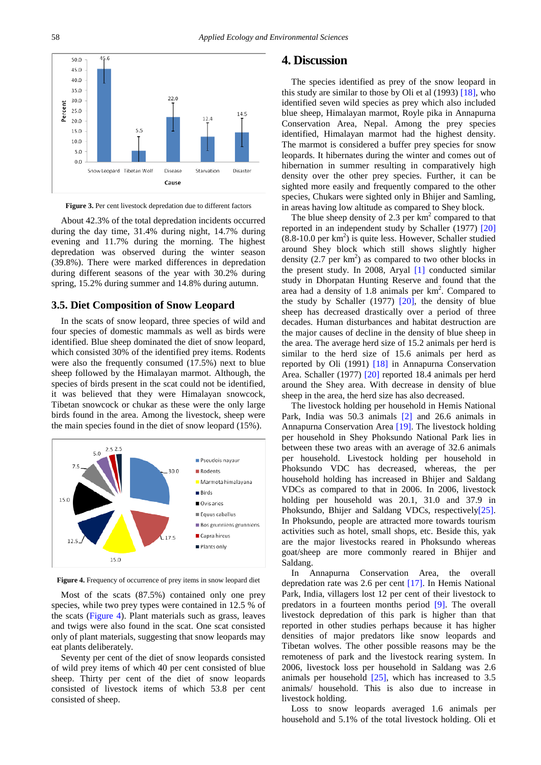Figure 3. Per cent livestock depredation due to different factors

About 42.3% of the total depredation incidents occurred during the day time, 31.4% during night, 14.7% during evening and 11.7% during the morning. The highest depredation was observed during the winter season (39.8%). There were marked differences in depredation during different seasons of the year with 30.2% during spring, 15.2% during summer and 14.8% during autumn.

### 3.5. Diet Composition of Snow Leopard

In the scats of snow leopard, three species of wild and four species of domestic mammals as well as birds were identified. Blue sheep dominated the diet of snow leopard, which consisted 30% of the identified prey items. Rodents were also the frequently consumed (17.5%) next to blue sheep followed by the Himalayan marmot. Although, the species of birds present in the scat could not be identified, it was believed that they were Himalayan snowcock, Tibetan snowcock or chukar as these were the only large birds found in the area. Among the livestock, sheep were the main species found in the diet of snow leopard (15%).

Figure 4. Frequency of occurrence of prey items in snow leopard diet

Most of the scats (87.5%) contained only one prey species, while two prey types were contained in 12.5 % of the scats (Figure 4). Plant materials such as grass, leaves and twigs were also found in the scat. One scat consisted only of plant materials, suggesting that snow leopards may eat plants deliberately.

Seventy per cent of the diet of snow leopards consisted of wild prey items of which 40 per cent consisted of blue sheep. Thirty per cent of the diet of snow leopards consisted of livestock items of which 53.8 per cent consisted of sheep.

## 4. Discussion

The species identified as prey of the snow leopard in this study are similar to those by Oli et al (1993) [18], who identified seven wild species as prey which also included blue sheep, Himalayan marmot, Royle pika in Annapurna Conservation Area, Nepal. Among the prey species identified, Himalayan marmot had the highest density. The marmot is considered a buffer prey species for snow leopards. It hibernates during the winter and comes out of hibernation in summer resulting in comparatively high density over the other prey species. Further, it can be sighted more easily and frequently compared to the other species, Chukars were sighted only in Bhijer and Samling, in areas having low altitude as compared to Shey block.

The blue sheep density of 2.3 per km$^2$ compared to that reported in an independent study by Schaller (1977) [20] (8.8-10.0 per km$^2$) is quite less. However, Schaller studied around Shey block which still shows slightly higher density (2.7 per km$^2$) as compared to two other blocks in the present study. In 2008, Aryal [1] conducted similar study in Dhorpatan Hunting Reserve and found that the area had a density of 1.8 animals per km$^2$. Compared to the study by Schaller (1977) [20], the density of blue sheep has decreased drastically over a period of three decades. Human disturbances and habitat destruction are the major causes of decline in the density of blue sheep in the area. The average herd size of 15.2 animals per herd is similar to the herd size of 15.6 animals per herd as reported by Oli (1991) [18] in Annapurna Conservation Area. Schaller (1977) [20] reported 18.4 animals per herd around the Shey area. With decrease in density of blue sheep in the area, the herd size has also decreased.

The livestock holding per household in Hemis National Park, India was 50.3 animals [2] and 26.6 animals in Annapurna Conservation Area [19]. The livestock holding per household in Shey Phoksundo National Park lies in between these two areas with an average of 32.6 animals per household. Livestock holding per household in Phoksundo VDC has decreased, whereas, the per household holding has increased in Bhijer and Saldang VDCs as compared to that in 2006. In 2006, livestock holding per household was 20.1, 31.0 and 37.9 in Phoksundo, Bhijer and Saldang VDCs, respectively[25]. In Phoksundo, people are attracted more towards tourism activities such as hotel, small shops, etc. Beside this, yak are the major livestocks reared in Phoksundo whereas goat/sheep are more commonly reared in Bhijer and Saldang.

In Annapurna Conservation Area, the overall depredation rate was 2.6 per cent [17]. In Hemis National Park, India, villagers lost 12 per cent of their livestock to predators in a fourteen months period [9]. The overall livestock depredation of this park is higher than that reported in other studies perhaps because it has higher densities of major predators like snow leopards and Tibetan wolves. The other possible reasons may be the remoteness of park and the livestock rearing system. In 2006, livestock loss per household in Saldang was 2.6 animals per household [25], which has increased to 3.5 animals/ household. This is also due to increase in livestock holding.

Loss to snow leopards averaged 1.6 animals per household and 5.1% of the total livestock holding. Oli et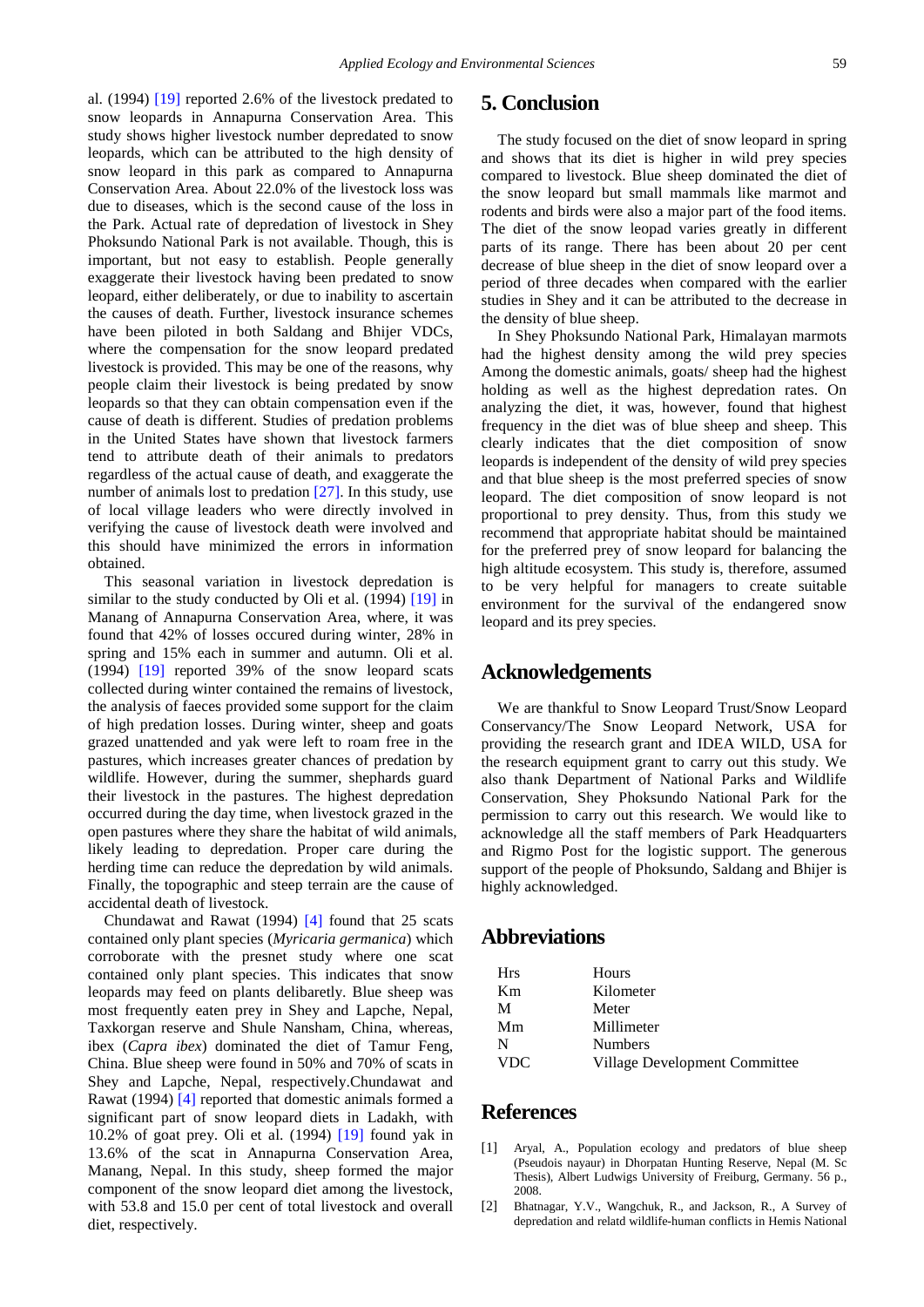al. (1994) [19] reported 2.6% of the livestock predated to snow leopards in Annapurna Conservation Area. This study shows higher livestock number depredated to snow leopards, which can be attributed to the high density of snow leopard in this park as compared to Annapurna Conservation Area. About 22.0% of the livestock loss was due to diseases, which is the second cause of the loss in the Park. Actual rate of depredation of livestock in Shey Phoksundo National Park is not available. Though, this is important, but not easy to establish. People generally exaggerate their livestock having been predated to snow leopard, either deliberately, or due to inability to ascertain the causes of death. Further, livestock insurance schemes have been piloted in both Saldang and Bhijer VDCs, where the compensation for the snow leopard predated livestock is provided. This may be one of the reasons, why people claim their livestock is being predated by snow leopards so that they can obtain compensation even if the cause of death is different. Studies of predation problems in the United States have shown that livestock farmers tend to attribute death of their animals to predators regardless of the actual cause of death, and exaggerate the number of animals lost to predation [27]. In this study, use of local village leaders who were directly involved in verifying the cause of livestock death were involved and this should have minimized the errors in information obtained.

This seasonal variation in livestock depredation is similar to the study conducted by Oli et al. (1994) [19] in Manang of Annapurna Conservation Area, where, it was found that 42% of losses occured during winter, 28% in spring and 15% each in summer and autumn. Oli et al. (1994) [19] reported 39% of the snow leopard scats collected during winter contained the remains of livestock, the analysis of faeces provided some support for the claim of high predation losses. During winter, sheep and goats grazed unattended and yak were left to roam free in the pastures, which increases greater chances of predation by wildlife. However, during the summer, shephards guard their livestock in the pastures. The highest depredation occurred during the day time, when livestock grazed in the open pastures where they share the habitat of wild animals, likely leading to depredation. Proper care during the herding time can reduce the depredation by wild animals. Finally, the topographic and steep terrain are the cause of accidental death of livestock.

Chundawat and Rawat (1994) [4] found that 25 scats contained only plant species (*Myricaria germanica*) which corroborate with the presnet study where one scat contained only plant species. This indicates that snow leopards may feed on plants delibaretly. Blue sheep was most frequently eaten prey in Shey and Lapche, Nepal, Taxkorgan reserve and Shule Nansham, China, whereas, ibex (*Capra ibex*) dominated the diet of Tamur Feng, China. Blue sheep were found in 50% and 70% of scats in Shey and Lapche, Nepal, respectively.Chundawat and Rawat (1994) [4] reported that domestic animals formed a significant part of snow leopard diets in Ladakh, with 10.2% of goat prey. Oli et al. (1994) [19] found yak in 13.6% of the scat in Annapurna Conservation Area, Manang, Nepal. In this study, sheep formed the major component of the snow leopard diet among the livestock, with 53.8 and 15.0 per cent of total livestock and overall diet, respectively.

## 5. Conclusion

The study focused on the diet of snow leopard in spring and shows that its diet is higher in wild prey species compared to livestock. Blue sheep dominated the diet of the snow leopard but small mammals like marmot and rodents and birds were also a major part of the food items. The diet of the snow leopad varies greatly in different parts of its range. There has been about 20 per cent decrease of blue sheep in the diet of snow leopard over a period of three decades when compared with the earlier studies in Shey and it can be attributed to the decrease in the density of blue sheep.

In Shey Phoksundo National Park, Himalayan marmots had the highest density among the wild prey species Among the domestic animals, goats/ sheep had the highest holding as well as the highest depredation rates. On analyzing the diet, it was, however, found that highest frequency in the diet was of blue sheep and sheep. This clearly indicates that the diet composition of snow leopards is independent of the density of wild prey species and that blue sheep is the most preferred species of snow leopard. The diet composition of snow leopard is not proportional to prey density. Thus, from this study we recommend that appropriate habitat should be maintained for the preferred prey of snow leopard for balancing the high altitude ecosystem. This study is, therefore, assumed to be very helpful for managers to create suitable environment for the survival of the endangered snow leopard and its prey species.

## Acknowledgements

We are thankful to Snow Leopard Trust/Snow Leopard Conservancy/The Snow Leopard Network, USA for providing the research grant and IDEA WILD, USA for the research equipment grant to carry out this study. We also thank Department of National Parks and Wildlife Conservation, Shey Phoksundo National Park for the permission to carry out this research. We would like to acknowledge all the staff members of Park Headquarters and Rigmo Post for the logistic support. The generous support of the people of Phoksundo, Saldang and Bhijer is highly acknowledged.

## Abbreviations

| | |
|---|---|
| Hrs | Hours |
| Km | Kilometer |
| M | Meter |
| Mm | Millimeter |
| N | Numbers |
| VDC | Village Development Committee |

## References

[1] Aryal, A., Population ecology and predators of blue sheep (Pseudois nayaur) in Dhorpatan Hunting Reserve, Nepal (M. Sc Thesis), Albert Ludwigs University of Freiburg, Germany. 56 p., 2008.

[2] Bhatnagar, Y.V., Wangchuk, R., and Jackson, R., A Survey of depredation and relatd wildlife-human conflicts in Hemis National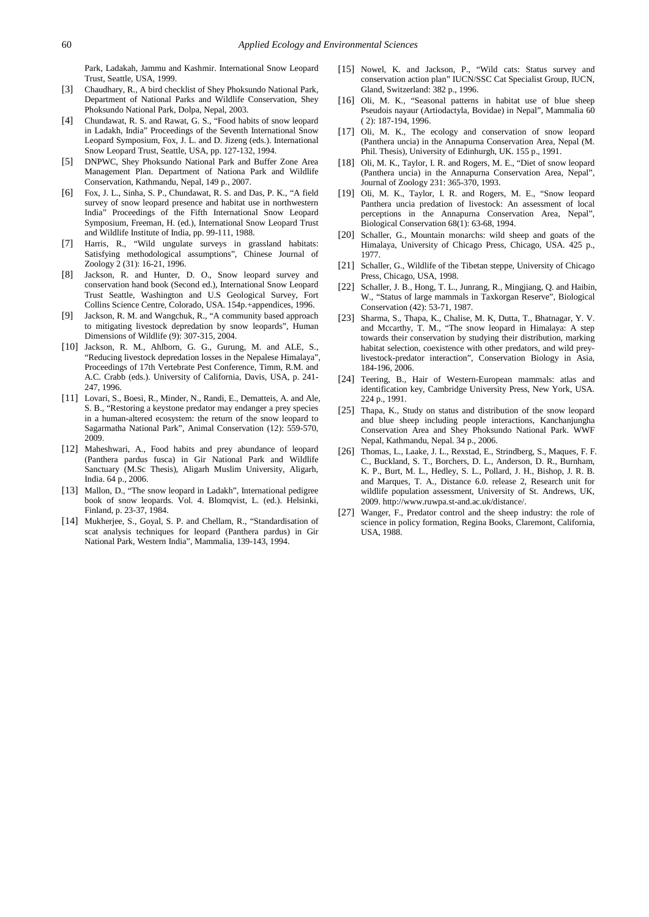Park, Ladakah, Jammu and Kashmir. International Snow Leopard Trust, Seattle, USA, 1999.

[3] Chaudhary, R., A bird checklist of Shey Phoksundo National Park, Department of National Parks and Wildlife Conservation, Shey Phoksundo National Park, Dolpa, Nepal, 2003.

[4] Chundawat, R. S. and Rawat, G. S., "Food habits of snow leopard in Ladakh, India" Proceedings of the Seventh International Snow Leopard Symposium, Fox, J. L. and D. Jizeng (eds.). International Snow Leopard Trust, Seattle, USA, pp. 127-132, 1994.

[5] DNPWC, Shey Phoksundo National Park and Buffer Zone Area Management Plan. Department of Nationa Park and Wildlife Conservation, Kathmandu, Nepal, 149 p., 2007.

[6] Fox, J. L., Sinha, S. P., Chundawat, R. S. and Das, P. K., "A field survey of snow leopard presence and habitat use in northwestern India" Proceedings of the Fifth International Snow Leopard Symposium, Freeman, H. (ed.), International Snow Leopard Trust and Wildlife Institute of India, pp. 99-111, 1988.

[7] Harris, R., "Wild ungulate surveys in grassland habitats: Satisfying methodological assumptions", Chinese Journal of Zoology 2 (31): 16-21, 1996.

[8] Jackson, R. and Hunter, D. O., Snow leopard survey and conservation hand book (Second ed.), International Snow Leopard Trust Seattle, Washington and U.S Geological Survey, Fort Collins Science Centre, Colorado, USA. 154p.+appendices, 1996.

[9] Jackson, R. M. and Wangchuk, R., "A community based approach to mitigating livestock depredation by snow leopards", Human Dimensions of Wildlife (9): 307-315, 2004.

[10] Jackson, R. M., Ahlborn, G. G., Gurung, M. and ALE, S., "Reducing livestock depredation losses in the Nepalese Himalaya", Proceedings of 17th Vertebrate Pest Conference, Timm, R.M. and A.C. Crabb (eds.). University of California, Davis, USA, p. 241-247, 1996.

[11] Lovari, S., Boesi, R., Minder, N., Randi, E., Dematteis, A. and Ale, S. B., "Restoring a keystone predator may endanger a prey species in a human-altered ecosystem: the return of the snow leopard to Sagarmatha National Park", Animal Conservation (12): 559-570, 2009.

[12] Maheshwari, A., Food habits and prey abundance of leopard (Panthera pardus fusca) in Gir National Park and Wildlife Sanctuary (M.Sc Thesis), Aligarh Muslim University, Aligarh, India. 64 p., 2006.

[13] Mallon, D., "The snow leopard in Ladakh", International pedigree book of snow leopards. Vol. 4. Blomqvist, L. (ed.). Helsinki, Finland, p. 23-37, 1984.

[14] Mukherjee, S., Goyal, S. P. and Chellam, R., "Standardisation of scat analysis techniques for leopard (Panthera pardus) in Gir National Park, Western India", Mammalia, 139-143, 1994.

[15] Nowel, K. and Jackson, P., "Wild cats: Status survey and conservation action plan" IUCN/SSC Cat Specialist Group, IUCN, Gland, Switzerland: 382 p., 1996.

[16] Oli, M. K., "Seasonal patterns in habitat use of blue sheep Pseudois nayaur (Artiodactyla, Bovidae) in Nepal", Mammalia 60 ( 2): 187-194, 1996.

[17] Oli, M. K., The ecology and conservation of snow leopard (Panthera uncia) in the Annapurna Conservation Area, Nepal (M. Phil. Thesis), University of Edinhurgh, UK. 155 p., 1991.

[18] Oli, M. K., Taylor, I. R. and Rogers, M. E., "Diet of snow leopard (Panthera uncia) in the Annapurna Conservation Area, Nepal", Journal of Zoology 231: 365-370, 1993.

[19] Oli, M. K., Taylor, I. R. and Rogers, M. E., "Snow leopard Panthera uncia predation of livestock: An assessment of local perceptions in the Annapurna Conservation Area, Nepal", Biological Conservation 68(1): 63-68, 1994.

[20] Schaller, G., Mountain monarchs: wild sheep and goats of the Himalaya, University of Chicago Press, Chicago, USA. 425 p., 1977.

[21] Schaller, G., Wildlife of the Tibetan steppe, University of Chicago Press, Chicago, USA, 1998.

[22] Schaller, J. B., Hong, T. L., Junrang, R., Mingjiang, Q. and Haibin, W., "Status of large mammals in Taxkorgan Reserve", Biological Conservation (42): 53-71, 1987.

[23] Sharma, S., Thapa, K., Chalise, M. K, Dutta, T., Bhatnagar, Y. V. and Mccarthy, T. M., "The snow leopard in Himalaya: A step towards their conservation by studying their distribution, marking habitat selection, coexistence with other predators, and wild prey-livestock-predator interaction", Conservation Biology in Asia, 184-196, 2006.

[24] Teering, B., Hair of Western-European mammals: atlas and identification key, Cambridge University Press, New York, USA. 224 p., 1991.

[25] Thapa, K., Study on status and distribution of the snow leopard and blue sheep including people interactions, Kanchanjungha Conservation Area and Shey Phoksundo National Park. WWF Nepal, Kathmandu, Nepal. 34 p., 2006.

[26] Thomas, L., Laake, J. L., Rexstad, E., Strindberg, S., Maques, F. F. C., Buckland, S. T., Borchers, D. L., Anderson, D. R., Burnham, K. P., Burt, M. L., Hedley, S. L., Pollard, J. H., Bishop, J. R. B. and Marques, T. A., Distance 6.0. release 2, Research unit for wildlife population assessment, University of St. Andrews, UK, 2009. http://www.ruwpa.st-and.ac.uk/distance/.

[27] Wanger, F., Predator control and the sheep industry: the role of science in policy formation, Regina Books, Claremont, California, USA, 1988.